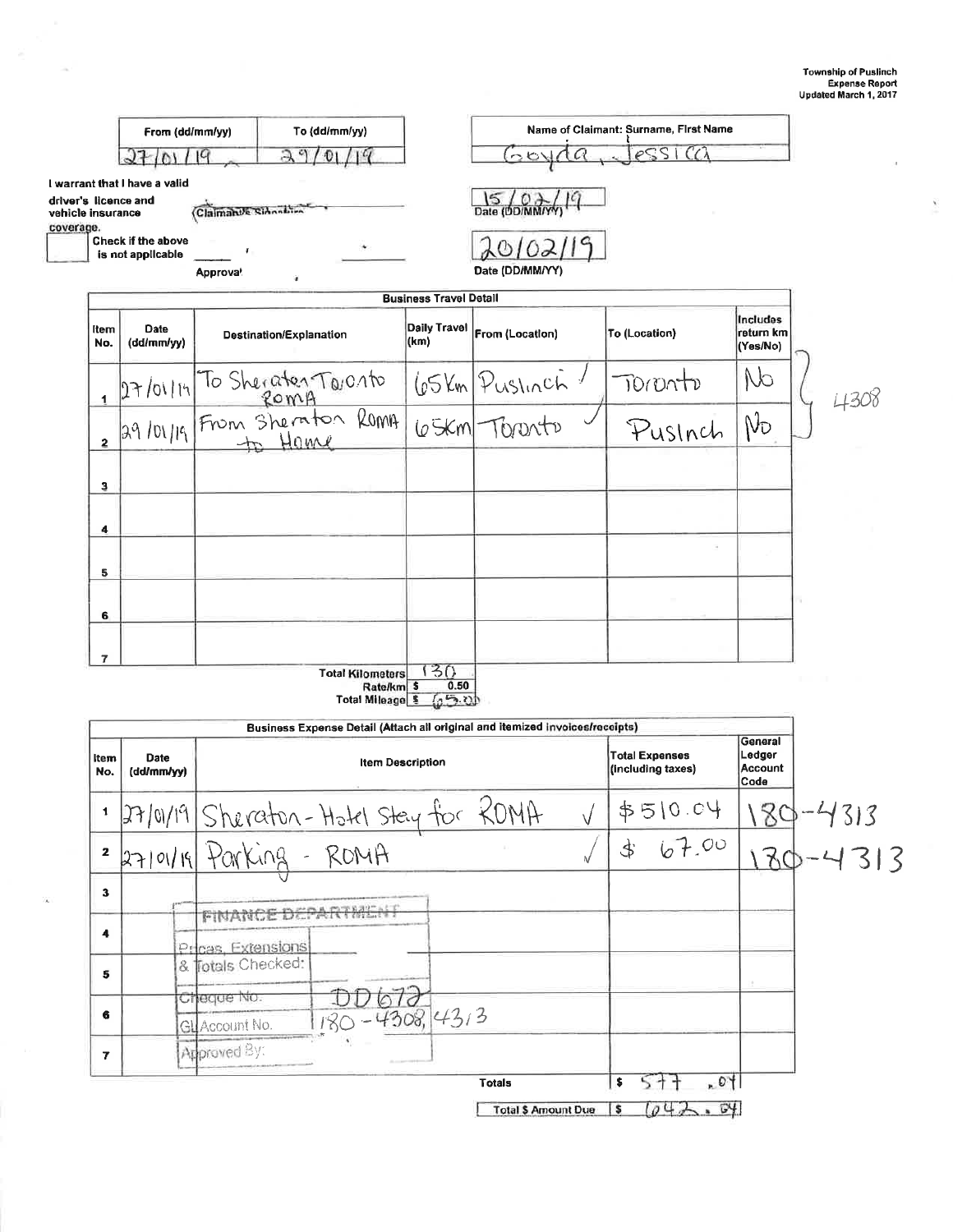Township of Puslinch
Expense Report
Updated March 1, 2017

| From (dd/mm/yy) | To (dd/mm/yy) |
|---|---|
| 27/01/19 | 29/01/19 |

**Name of Claimant: Surname, First Name**
Goyda, Jessica

I warrant that I have a valid driver's licence and vehicle insurance coverage. (Claimant's Signature)

Date (DD/MM/YY): 15/02/19

Check if the above is not applicable

Approval

Date (DD/MM/YY): 20/02/19

## Business Travel Detail

| Item No. | Date (dd/mm/yy) | Destination/Explanation | Daily Travel (km) | From (Location) | To (Location) | Includes return km (Yes/No) |
|---|---|---|---|---|---|---|
| 1 | 27/01/19 | To Sheraton Toronto ROMA | 65Km | Puslinch | Toronto | No |
| 2 | 29/01/19 | From Sheraton ROMA to Home | 65Km | Toronto | Puslnch | No |
| 3 | | | | | | |
| 4 | | | | | | |
| 5 | | | | | | |
| 6 | | | | | | |
| 7 | | | | | | |

4308

Total Kilometers: 130
Rate/km: $ 0.50
Total Mileage: $ 65.00

## Business Expense Detail (Attach all original and itemized invoices/receipts)

| Item No. | Date (dd/mm/yy) | Item Description | Total Expenses (including taxes) | General Ledger Account Code |
|---|---|---|---|---|
| 1 | 27/01/19 | Sheraton - Hotel Stay for ROMA ✓ | $510.04 | 180-4313 |
| 2 | 27/01/19 | Parking - ROMA ✓ | $ 67.00 | 180-4313 |
| 3 | | | | |
| 4 | | | | |
| 5 | | | | |
| 6 | | | | |
| 7 | | | | |
| | | **Totals** | $ 577.04 | |
| | | **Total $ Amount Due** | $ 642.04 | |

FINANCE DEPARTMENT
Prices, Extensions & Totals Checked:
Cheque No.: DD672
GL Account No.: 180-4308, 4313
Approved By: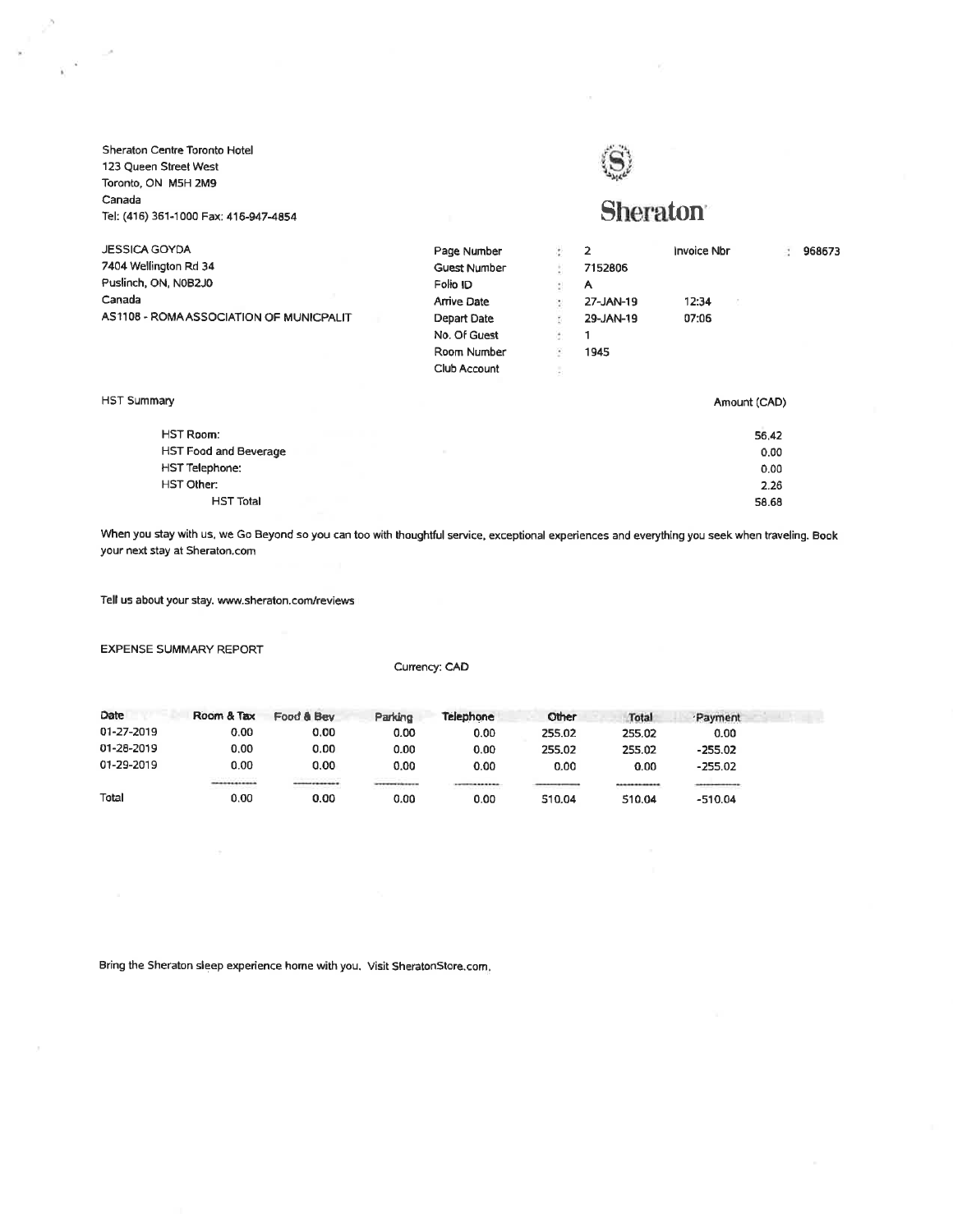Sheraton Centre Toronto Hotel
123 Queen Street West
Toronto, ON M5H 2M9
Canada
Tel: (416) 361-1000 Fax: 416-947-4854

**Sheraton**

JESSICA GOYDA
7404 Wellington Rd 34
Puslinch, ON, N0B2J0
Canada
AS1108 - ROMA ASSOCIATION OF MUNICPALIT

| | | | | |
|---|---|---|---|---|
| Page Number | : 2 | | Invoice Nbr | : 968673 |
| Guest Number | : 7152806 | | | |
| Folio ID | : A | | | |
| Arrive Date | : 27-JAN-19 | 12:34 | | |
| Depart Date | : 29-JAN-19 | 07:06 | | |
| No. Of Guest | : 1 | | | |
| Room Number | : 1945 | | | |
| Club Account | : | | | |

| HST Summary | Amount (CAD) |
|---|---|
| HST Room: | 56.42 |
| HST Food and Beverage | 0.00 |
| HST Telephone: | 0.00 |
| HST Other: | 2.26 |
| HST Total | 58.68 |

When you stay with us, we Go Beyond so you can too with thoughtful service, exceptional experiences and everything you seek when traveling. Book your next stay at Sheraton.com

Tell us about your stay. www.sheraton.com/reviews

EXPENSE SUMMARY REPORT

Currency: CAD

| Date | Room & Tax | Food & Bev | Parking | Telephone | Other | Total | Payment |
|---|---|---|---|---|---|---|---|
| 01-27-2019 | 0.00 | 0.00 | 0.00 | 0.00 | 255.02 | 255.02 | 0.00 |
| 01-28-2019 | 0.00 | 0.00 | 0.00 | 0.00 | 255.02 | 255.02 | -255.02 |
| 01-29-2019 | 0.00 | 0.00 | 0.00 | 0.00 | 0.00 | 0.00 | -255.02 |
| Total | 0.00 | 0.00 | 0.00 | 0.00 | 510.04 | 510.04 | -510.04 |

Bring the Sheraton sleep experience home with you. Visit SheratonStore.com.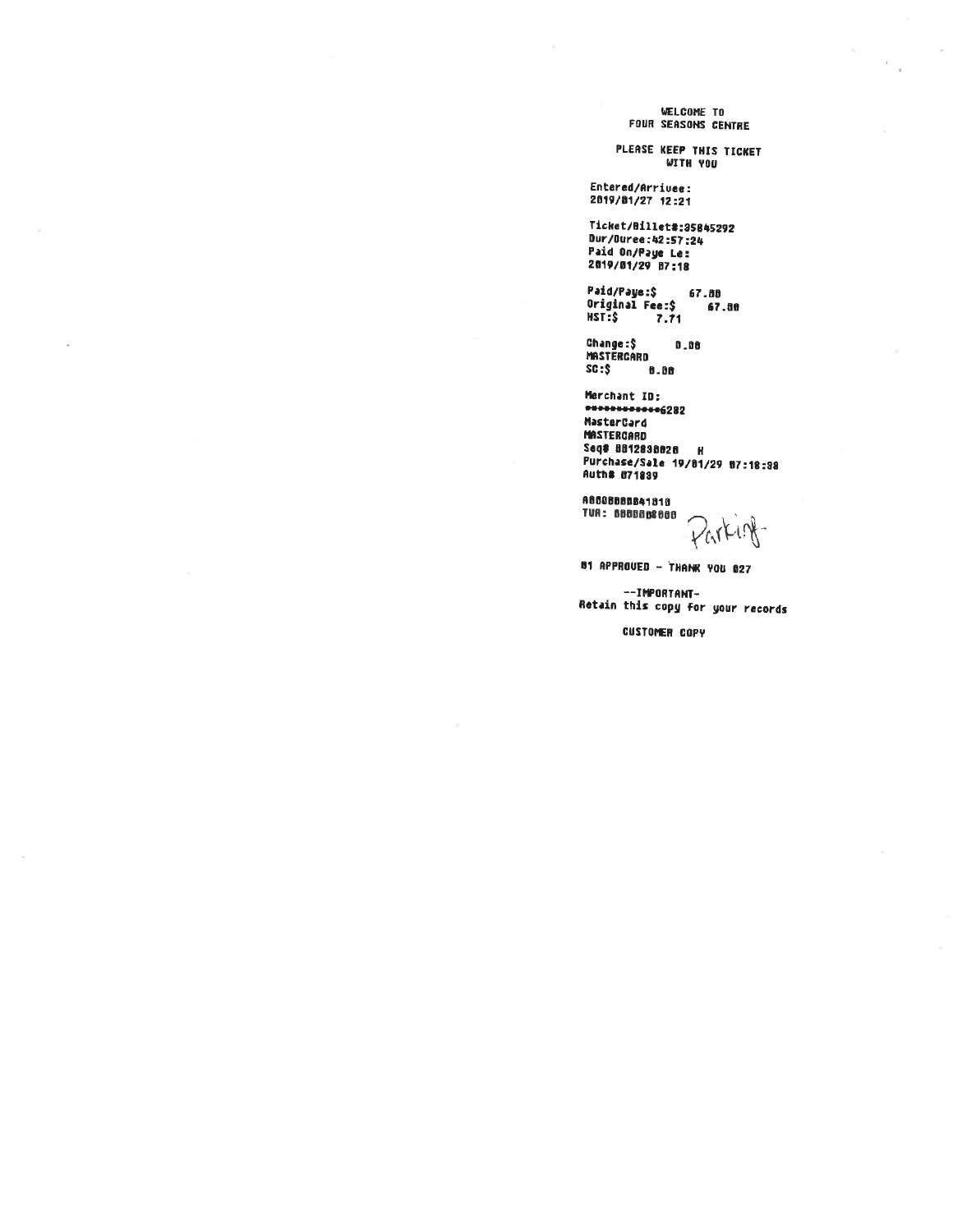WELCOME TO
FOUR SEASONS CENTRE

PLEASE KEEP THIS TICKET
WITH YOU

Entered/Arrivee:
2019/01/27 12:21

Ticket/Billet#:35845292
Dur/Duree:42:57:24
Paid On/Paye Le:
2019/01/29 07:18

Paid/Paye:$ 67.00
Original Fee:$ 67.00
HST:$ 7.71

Change:$ 0.00
MASTERCARD
SC:$ 0.00

Merchant ID:
************6282
MasterCard
MASTERCARD
Seq# 0012030020 H
Purchase/Sale 19/01/29 07:18:38
Auth# 071839

A0000000041010
TVR: 0000008000

Parking

01 APPROVED - THANK YOU 027

--IMPORTANT-
Retain this copy for your records

CUSTOMER COPY